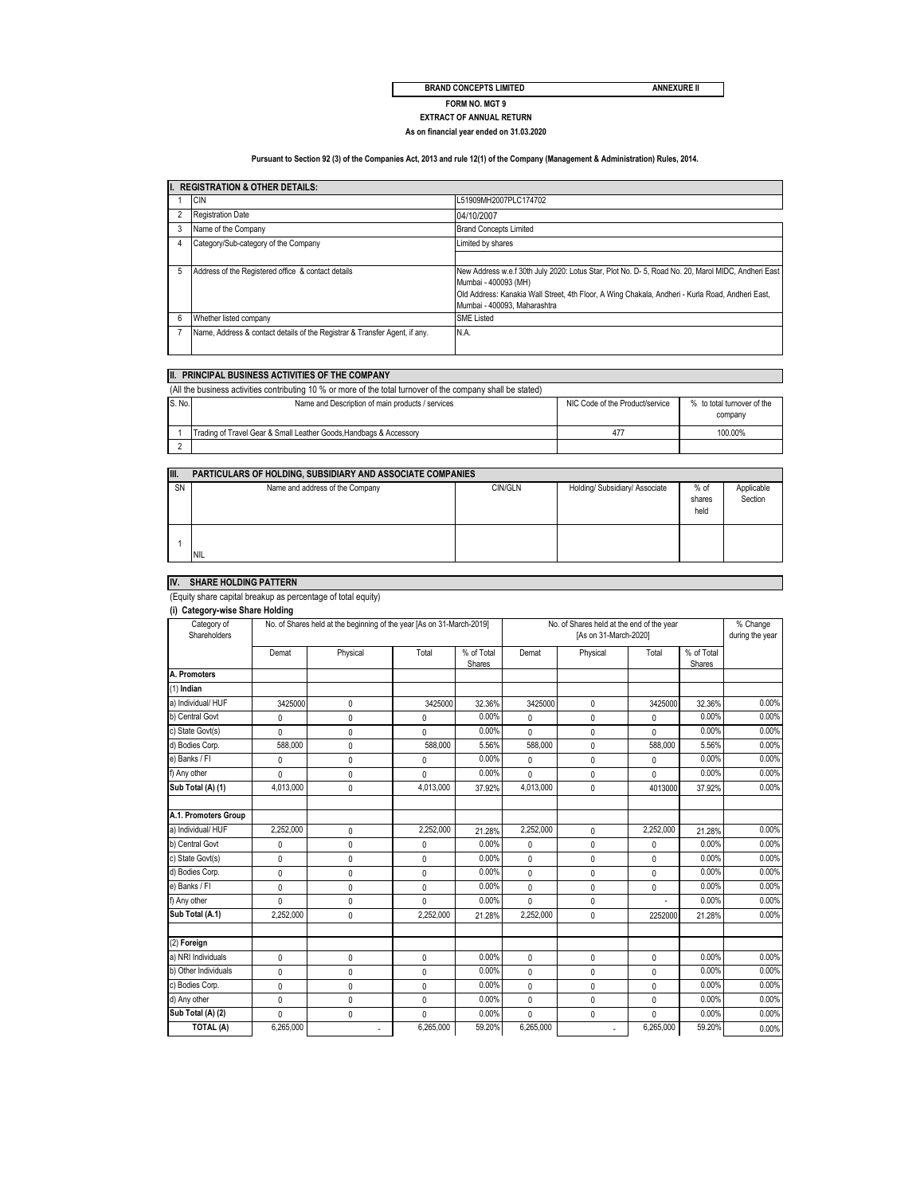**BRAND CONCEPTS LIMITED** **ANNEXURE II**

**FORM NO. MGT 9**

**EXTRACT OF ANNUAL RETURN**

**As on financial year ended on 31.03.2020**

**Pursuant to Section 92 (3) of the Companies Act, 2013 and rule 12(1) of the Company (Management & Administration) Rules, 2014.**

| I. REGISTRATION & OTHER DETAILS: | | |
|---|---|---|
| 1 | CIN | L51909MH2007PLC174702 |
| 2 | Registration Date | 04/10/2007 |
| 3 | Name of the Company | Brand Concepts Limited |
| 4 | Category/Sub-category of the Company | Limited by shares |
| 5 | Address of the Registered office & contact details | New Address w.e.f 30th July 2020: Lotus Star, Plot No. D- 5, Road No. 20, Marol MIDC, Andheri East Mumbai - 400093 (MH)<br>Old Address: Kanakia Wall Street, 4th Floor, A Wing Chakala, Andheri - Kurla Road, Andheri East, Mumbai - 400093, Maharashtra |
| 6 | Whether listed company | SME Listed |
| 7 | Name, Address & contact details of the Registrar & Transfer Agent, if any. | N.A. |

**II. PRINCIPAL BUSINESS ACTIVITIES OF THE COMPANY**

(All the business activities contributing 10 % or more of the total turnover of the company shall be stated)

| S. No. | Name and Description of main products / services | NIC Code of the Product/service | % to total turnover of the company |
|---|---|---|---|
| 1 | Trading of Travel Gear & Small Leather Goods,Handbags & Accessory | 477 | 100.00% |
| 2 | | | |

**III. PARTICULARS OF HOLDING, SUBSIDIARY AND ASSOCIATE COMPANIES**

| SN | Name and address of the Company | CIN/GLN | Holding/ Subsidiary/ Associate | % of shares held | Applicable Section |
|---|---|---|---|---|---|
| 1 | NIL | | | | |

**IV. SHARE HOLDING PATTERN**

(Equity share capital breakup as percentage of total equity)

**(i) Category-wise Share Holding**

| Category of Shareholders | No. of Shares held at the beginning of the year [As on 31-March-2019] | | | | No. of Shares held at the end of the year [As on 31-March-2020] | | | | % Change during the year |
|---|---|---|---|---|---|---|---|---|---|
| | Demat | Physical | Total | % of Total Shares | Demat | Physical | Total | % of Total Shares | |
| **A. Promoters** | | | | | | | | | |
| (1) **Indian** | | | | | | | | | |
| a) Individual/ HUF | 3425000 | 0 | 3425000 | 32.36% | 3425000 | 0 | 3425000 | 32.36% | 0.00% |
| b) Central Govt | 0 | 0 | 0 | 0.00% | 0 | 0 | 0 | 0.00% | 0.00% |
| c) State Govt(s) | 0 | 0 | 0 | 0.00% | 0 | 0 | 0 | 0.00% | 0.00% |
| d) Bodies Corp. | 588,000 | 0 | 588,000 | 5.56% | 588,000 | 0 | 588,000 | 5.56% | 0.00% |
| e) Banks / FI | 0 | 0 | 0 | 0.00% | 0 | 0 | 0 | 0.00% | 0.00% |
| f) Any other | 0 | 0 | 0 | 0.00% | 0 | 0 | 0 | 0.00% | 0.00% |
| **Sub Total (A) (1)** | 4,013,000 | 0 | 4,013,000 | 37.92% | 4,013,000 | 0 | 4013000 | 37.92% | 0.00% |
| | | | | | | | | | |
| **A.1. Promoters Group** | | | | | | | | | |
| a) Individual/ HUF | 2,252,000 | 0 | 2,252,000 | 21.28% | 2,252,000 | 0 | 2,252,000 | 21.28% | 0.00% |
| b) Central Govt | 0 | 0 | 0 | 0.00% | 0 | 0 | 0 | 0.00% | 0.00% |
| c) State Govt(s) | 0 | 0 | 0 | 0.00% | 0 | 0 | 0 | 0.00% | 0.00% |
| d) Bodies Corp. | 0 | 0 | 0 | 0.00% | 0 | 0 | 0 | 0.00% | 0.00% |
| e) Banks / FI | 0 | 0 | 0 | 0.00% | 0 | 0 | 0 | 0.00% | 0.00% |
| f) Any other | 0 | 0 | 0 | 0.00% | 0 | 0 | - | 0.00% | 0.00% |
| **Sub Total (A.1)** | 2,252,000 | 0 | 2,252,000 | 21.28% | 2,252,000 | 0 | 2252000 | 21.28% | 0.00% |
| | | | | | | | | | |
| (2) **Foreign** | | | | | | | | | |
| a) NRI Individuals | 0 | 0 | 0 | 0.00% | 0 | 0 | 0 | 0.00% | 0.00% |
| b) Other Individuals | 0 | 0 | 0 | 0.00% | 0 | 0 | 0 | 0.00% | 0.00% |
| c) Bodies Corp. | 0 | 0 | 0 | 0.00% | 0 | 0 | 0 | 0.00% | 0.00% |
| d) Any other | 0 | 0 | 0 | 0.00% | 0 | 0 | 0 | 0.00% | 0.00% |
| **Sub Total (A) (2)** | 0 | 0 | 0 | 0.00% | 0 | 0 | 0 | 0.00% | 0.00% |
| **TOTAL (A)** | 6,265,000 | - | 6,265,000 | 59.20% | 6,265,000 | - | 6,265,000 | 59.20% | 0.00% |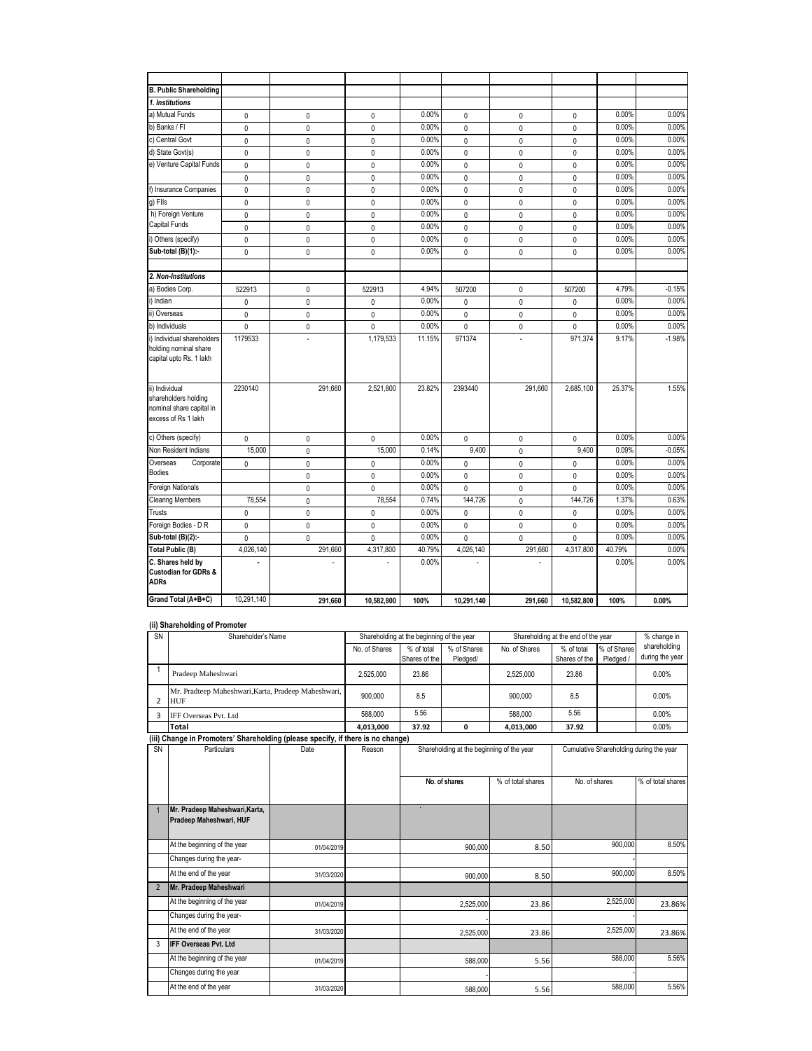| | | | | | | | | | |
|---|---|---|---|---|---|---|---|---|---|
| **B. Public Shareholding** | | | | | | | | | |
| ***1. Institutions*** | | | | | | | | | |
| a) Mutual Funds | 0 | 0 | 0 | 0.00% | 0 | 0 | 0 | 0.00% | 0.00% |
| b) Banks / FI | 0 | 0 | 0 | 0.00% | 0 | 0 | 0 | 0.00% | 0.00% |
| c) Central Govt | 0 | 0 | 0 | 0.00% | 0 | 0 | 0 | 0.00% | 0.00% |
| d) State Govt(s) | 0 | 0 | 0 | 0.00% | 0 | 0 | 0 | 0.00% | 0.00% |
| e) Venture Capital Funds | 0 | 0 | 0 | 0.00% | 0 | 0 | 0 | 0.00% | 0.00% |
| | 0 | 0 | 0 | 0.00% | 0 | 0 | 0 | 0.00% | 0.00% |
| f) Insurance Companies | 0 | 0 | 0 | 0.00% | 0 | 0 | 0 | 0.00% | 0.00% |
| g) FIIs | 0 | 0 | 0 | 0.00% | 0 | 0 | 0 | 0.00% | 0.00% |
| h) Foreign Venture Capital Funds | 0 | 0 | 0 | 0.00% | 0 | 0 | 0 | 0.00% | 0.00% |
| | 0 | 0 | 0 | 0.00% | 0 | 0 | 0 | 0.00% | 0.00% |
| i) Others (specify) | 0 | 0 | 0 | 0.00% | 0 | 0 | 0 | 0.00% | 0.00% |
| **Sub-total (B)(1):-** | 0 | 0 | 0 | 0.00% | 0 | 0 | 0 | 0.00% | 0.00% |
| | | | | | | | | | |
| ***2. Non-Institutions*** | | | | | | | | | |
| a) Bodies Corp. | 522913 | 0 | 522913 | 4.94% | 507200 | 0 | 507200 | 4.79% | -0.15% |
| i) Indian | 0 | 0 | 0 | 0.00% | 0 | 0 | 0 | 0.00% | 0.00% |
| ii) Overseas | 0 | 0 | 0 | 0.00% | 0 | 0 | 0 | 0.00% | 0.00% |
| b) Individuals | 0 | 0 | 0 | 0.00% | 0 | 0 | 0 | 0.00% | 0.00% |
| i) Individual shareholders holding nominal share capital upto Rs. 1 lakh | 1179533 | - | 1,179,533 | 11.15% | 971374 | - | 971,374 | 9.17% | -1.98% |
| ii) Individual shareholders holding nominal share capital in excess of Rs 1 lakh | 2230140 | 291,660 | 2,521,800 | 23.82% | 2393440 | 291,660 | 2,685,100 | 25.37% | 1.55% |
| c) Others (specify) | 0 | 0 | 0 | 0.00% | 0 | 0 | 0 | 0.00% | 0.00% |
| Non Resident Indians | 15,000 | 0 | 15,000 | 0.14% | 9,400 | 0 | 9,400 | 0.09% | -0.05% |
| Overseas Corporate Bodies | 0 | 0 | 0 | 0.00% | 0 | 0 | 0 | 0.00% | 0.00% |
| | | 0 | 0 | 0.00% | 0 | 0 | 0 | 0.00% | 0.00% |
| Foreign Nationals | | 0 | 0 | 0.00% | 0 | 0 | 0 | 0.00% | 0.00% |
| Clearing Members | 78,554 | 0 | 78,554 | 0.74% | 144,726 | 0 | 144,726 | 1.37% | 0.63% |
| Trusts | 0 | 0 | 0 | 0.00% | 0 | 0 | 0 | 0.00% | 0.00% |
| Foreign Bodies - D R | 0 | 0 | 0 | 0.00% | 0 | 0 | 0 | 0.00% | 0.00% |
| **Sub-total (B)(2):-** | 0 | 0 | 0 | 0.00% | 0 | 0 | 0 | 0.00% | 0.00% |
| **Total Public (B)** | 4,026,140 | 291,660 | 4,317,800 | 40.79% | 4,026,140 | 291,660 | 4,317,800 | 40.79% | 0.00% |
| **C. Shares held by Custodian for GDRs & ADRs** | - | - | - | 0.00% | - | - | | 0.00% | 0.00% |
| **Grand Total (A+B+C)** | 10,291,140 | **291,660** | **10,582,800** | **100%** | **10,291,140** | **291,660** | **10,582,800** | **100%** | **0.00%** |

### (ii) Shareholding of Promoter

| SN | Shareholder's Name | Shareholding at the beginning of the year | | | Shareholding at the end of the year | | | % change in shareholding during the year |
|---|---|---|---|---|---|---|---|---|
| | | No. of Shares | % of total Shares of the | % of Shares Pledged/ | No. of Shares | % of total Shares of the | % of Shares Pledged / | |
| 1 | Pradeep Maheshwari | 2,525,000 | 23.86 | | 2,525,000 | 23.86 | | 0.00% |
| 2 | Mr. Pradteep Maheshwari,Karta, Pradeep Maheshwari, HUF | 900,000 | 8.5 | | 900,000 | 8.5 | | 0.00% |
| 3 | IFF Overseas Pvt. Ltd | 588,000 | 5.56 | | 588,000 | 5.56 | | 0.00% |
| | **Total** | **4,013,000** | **37.92** | **0** | **4,013,000** | **37.92** | | 0.00% |

### (iii) Change in Promoters' Shareholding (please specify, if there is no change)

| SN | Particulars | Date | Reason | Shareholding at the beginning of the year | | Cumulative Shareholding during the year | |
|---|---|---|---|---|---|---|---|
| | | | | No. of shares | % of total shares | No. of shares | % of total shares |
| 1 | **Mr. Pradeep Maheshwari,Karta, Pradeep Maheshwari, HUF** | | | | | | |
| | At the beginning of the year | 01/04/2019 | | 900,000 | 8.50 | 900,000 | 8.50% |
| | Changes during the year- | | | | | - | |
| | At the end of the year | 31/03/2020 | | 900,000 | 8.50 | 900,000 | 8.50% |
| 2 | **Mr. Pradeep Maheshwari** | | | | | | |
| | At the beginning of the year | 01/04/2019 | | 2,525,000 | 23.86 | 2,525,000 | 23.86% |
| | Changes during the year- | | | - | | - | |
| | At the end of the year | 31/03/2020 | | 2,525,000 | 23.86 | 2,525,000 | 23.86% |
| 3 | **IFF Overseas Pvt. Ltd** | | | | | | |
| | At the beginning of the year | 01/04/2019 | | 588,000 | 5.56 | 588,000 | 5.56% |
| | Changes during the year | | | - | | - | |
| | At the end of the year | 31/03/2020 | | 588,000 | 5.56 | 588,000 | 5.56% |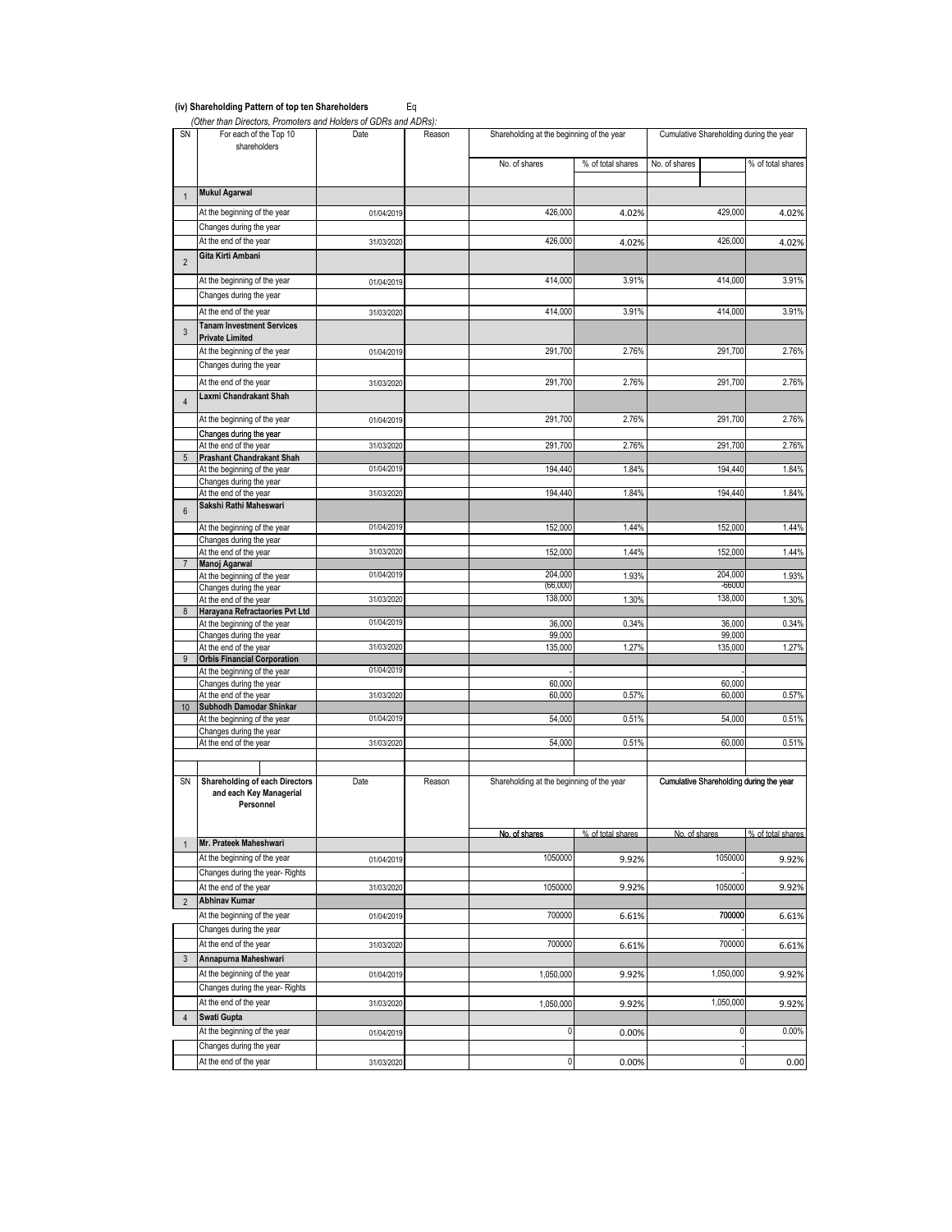**(iv) Shareholding Pattern of top ten Shareholders** Eq

*(Other than Directors, Promoters and Holders of GDRs and ADRs):*

| SN | For each of the Top 10 shareholders | Date | Reason | Shareholding at the beginning of the year | | Cumulative Shareholding during the year | |
|---|---|---|---|---|---|---|---|
| | | | | No. of shares | % of total shares | No. of shares | % of total shares |
| 1 | **Mukul Agarwal** | | | | | | |
| | At the beginning of the year | 01/04/2019 | | 426,000 | 4.02% | 429,000 | 4.02% |
| | Changes during the year | | | | | | |
| | At the end of the year | 31/03/2020 | | 426,000 | 4.02% | 426,000 | 4.02% |
| 2 | **Gita Kirti Ambani** | | | | | | |
| | At the beginning of the year | 01/04/2019 | | 414,000 | 3.91% | 414,000 | 3.91% |
| | Changes during the year | | | | | | |
| | At the end of the year | 31/03/2020 | | 414,000 | 3.91% | 414,000 | 3.91% |
| 3 | **Tanam Investment Services Private Limited** | | | | | | |
| | At the beginning of the year | 01/04/2019 | | 291,700 | 2.76% | 291,700 | 2.76% |
| | Changes during the year | | | | | | |
| | At the end of the year | 31/03/2020 | | 291,700 | 2.76% | 291,700 | 2.76% |
| 4 | **Laxmi Chandrakant Shah** | | | | | | |
| | At the beginning of the year | 01/04/2019 | | 291,700 | 2.76% | 291,700 | 2.76% |
| | Changes during the year | | | | | | |
| | At the end of the year | 31/03/2020 | | 291,700 | 2.76% | 291,700 | 2.76% |
| 5 | **Prashant Chandrakant Shah** | | | | | | |
| | At the beginning of the year | 01/04/2019 | | 194,440 | 1.84% | 194,440 | 1.84% |
| | Changes during the year | | | | | | |
| | At the end of the year | 31/03/2020 | | 194,440 | 1.84% | 194,440 | 1.84% |
| 6 | **Sakshi Rathi Maheswari** | | | | | | |
| | At the beginning of the year | 01/04/2019 | | 152,000 | 1.44% | 152,000 | 1.44% |
| | Changes during the year | | | | | | |
| | At the end of the year | 31/03/2020 | | 152,000 | 1.44% | 152,000 | 1.44% |
| 7 | **Manoj Agarwal** | | | | | | |
| | At the beginning of the year | 01/04/2019 | | 204,000 | 1.93% | 204,000 | 1.93% |
| | Changes during the year | | | (66,000) | | -66000 | |
| | At the end of the year | 31/03/2020 | | 138,000 | 1.30% | 138,000 | 1.30% |
| 8 | **Harayana Refractaories Pvt Ltd** | | | | | | |
| | At the beginning of the year | 01/04/2019 | | 36,000 | 0.34% | 36,000 | 0.34% |
| | Changes during the year | | | 99,000 | | 99,000 | |
| | At the end of the year | 31/03/2020 | | 135,000 | 1.27% | 135,000 | 1.27% |
| 9 | **Orbis Financial Corporation** | | | | | | |
| | At the beginning of the year | 01/04/2019 | | - | | - | |
| | Changes during the year | | | 60,000 | | 60,000 | |
| | At the end of the year | 31/03/2020 | | 60,000 | 0.57% | 60,000 | 0.57% |
| 10 | **Subhodh Damodar Shinkar** | | | | | | |
| | At the beginning of the year | 01/04/2019 | | 54,000 | 0.51% | 54,000 | 0.51% |
| | Changes during the year | | | | | | |
| | At the end of the year | 31/03/2020 | | 54,000 | 0.51% | 60,000 | 0.51% |

| SN | Shareholding of each Directors and each Key Managerial Personnel | Date | Reason | Shareholding at the beginning of the year | | Cumulative Shareholding during the year | |
|---|---|---|---|---|---|---|---|
| | | | | No. of shares | % of total shares | No. of shares | % of total shares |
| 1 | **Mr. Prateek Maheshwari** | | | | | | |
| | At the beginning of the year | 01/04/2019 | | 1050000 | 9.92% | 1050000 | 9.92% |
| | Changes during the year- Rights | | | | | - | |
| | At the end of the year | 31/03/2020 | | 1050000 | 9.92% | 1050000 | 9.92% |
| 2 | **Abhinav Kumar** | | | | | | |
| | At the beginning of the year | 01/04/2019 | | 700000 | 6.61% | 700000 | 6.61% |
| | Changes during the year | | | | | - | |
| | At the end of the year | 31/03/2020 | | 700000 | 6.61% | 700000 | 6.61% |
| 3 | **Annapurna Maheshwari** | | | | | | |
| | At the beginning of the year | 01/04/2019 | | 1,050,000 | 9.92% | 1,050,000 | 9.92% |
| | Changes during the year- Rights | | | | | | |
| | At the end of the year | 31/03/2020 | | 1,050,000 | 9.92% | 1,050,000 | 9.92% |
| 4 | **Swati Gupta** | | | | | | |
| | At the beginning of the year | 01/04/2019 | | 0 | 0.00% | 0 | 0.00% |
| | Changes during the year | | | | | - | |
| | At the end of the year | 31/03/2020 | | 0 | 0.00% | 0 | 0.00 |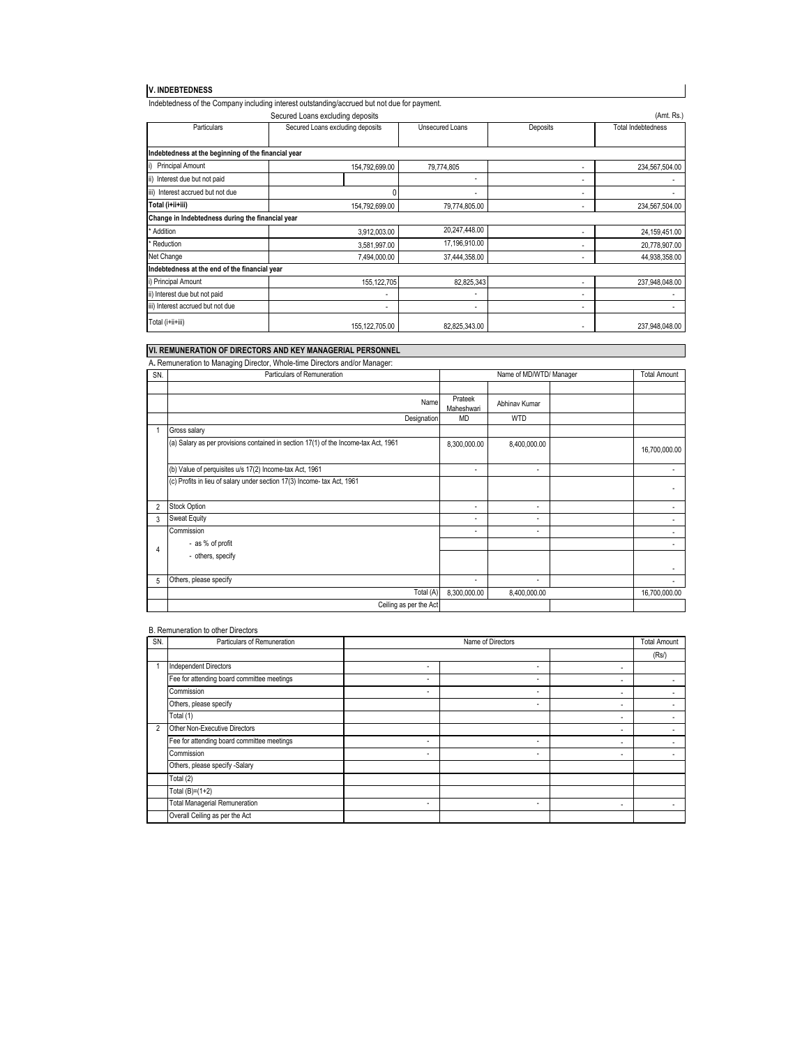## V. INDEBTEDNESS

Indebtedness of the Company including interest outstanding/accrued but not due for payment.

Secured Loans excluding deposits (Amt. Rs.)

| Particulars | Secured Loans excluding deposits | Unsecured Loans | Deposits | Total Indebtedness |
|---|---|---|---|---|
| **Indebtedness at the beginning of the financial year** | | | | |
| i) Principal Amount | 154,792,699.00 | 79,774,805 | - | 234,567,504.00 |
| ii) Interest due but not paid | | - | - | - |
| iii) Interest accrued but not due | 0 | - | - | - |
| **Total (i+ii+iii)** | 154,792,699.00 | 79,774,805.00 | - | 234,567,504.00 |
| **Change in Indebtedness during the financial year** | | | | |
| * Addition | 3,912,003.00 | 20,247,448.00 | - | 24,159,451.00 |
| * Reduction | 3,581,997.00 | 17,196,910.00 | - | 20,778,907.00 |
| Net Change | 7,494,000.00 | 37,444,358.00 | - | 44,938,358.00 |
| **Indebtedness at the end of the financial year** | | | | |
| i) Principal Amount | 155,122,705 | 82,825,343 | - | 237,948,048.00 |
| ii) Interest due but not paid | - | - | - | - |
| iii) Interest accrued but not due | - | - | - | - |
| Total (i+ii+iii) | 155,122,705.00 | 82,825,343.00 | - | 237,948,048.00 |

## VI. REMUNERATION OF DIRECTORS AND KEY MANAGERIAL PERSONNEL

A. Remuneration to Managing Director, Whole-time Directors and/or Manager:

| SN. | Particulars of Remuneration | Name of MD/WTD/ Manager | | | Total Amount |
|---|---|---|---|---|---|
| | Name | Prateek Maheshwari | Abhinav Kumar | | |
| | Designation | MD | WTD | | |
| 1 | Gross salary | | | | |
| | (a) Salary as per provisions contained in section 17(1) of the Income-tax Act, 1961 | 8,300,000.00 | 8,400,000.00 | | 16,700,000.00 |
| | (b) Value of perquisites u/s 17(2) Income-tax Act, 1961 | - | - | | - |
| | (c) Profits in lieu of salary under section 17(3) Income- tax Act, 1961 | | | | - |
| 2 | Stock Option | - | - | | - |
| 3 | Sweat Equity | - | - | | - |
| 4 | Commission | - | - | | - |
| | - as % of profit | | | | - |
| | - others, specify | | | | - |
| 5 | Others, please specify | - | - | | - |
| | Total (A) | 8,300,000.00 | 8,400,000.00 | | 16,700,000.00 |
| | Ceiling as per the Act | | | | |

B. Remuneration to other Directors

| SN. | Particulars of Remuneration | Name of Directors | | | Total Amount |
|---|---|---|---|---|---|
| | | | | | (Rs/) |
| 1 | Independent Directors | - | - | - | |
| | Fee for attending board committee meetings | - | - | - | - |
| | Commission | - | - | - | - |
| | Others, please specify | | - | - | - |
| | Total (1) | | | - | - |
| 2 | Other Non-Executive Directors | | | - | - |
| | Fee for attending board committee meetings | - | - | - | - |
| | Commission | - | - | - | - |
| | Others, please specify -Salary | | | | |
| | Total (2) | | | | |
| | Total (B)=(1+2) | | | | |
| | Total Managerial Remuneration | - | - | - | - |
| | Overall Ceiling as per the Act | | | | |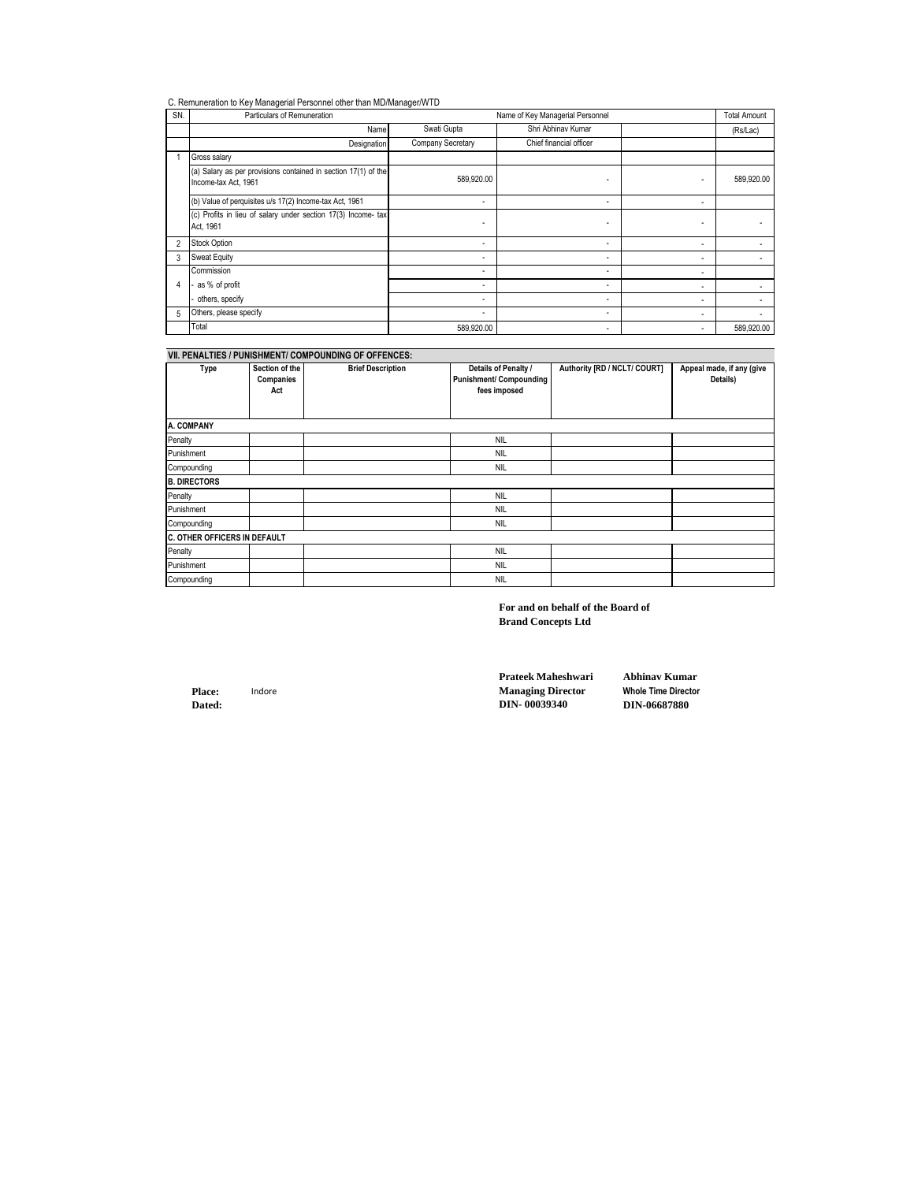C. Remuneration to Key Managerial Personnel other than MD/Manager/WTD

| SN. | Particulars of Remuneration | Name of Key Managerial Personnel | | | Total Amount |
|---|---|---|---|---|---|
| | Name | Swati Gupta | Shri Abhinav Kumar | | (Rs/Lac) |
| | Designation | Company Secretary | Chief financial officer | | |
| 1 | Gross salary | | | | |
| | (a) Salary as per provisions contained in section 17(1) of the Income-tax Act, 1961 | 589,920.00 | - | - | 589,920.00 |
| | (b) Value of perquisites u/s 17(2) Income-tax Act, 1961 | - | - | - | |
| | (c) Profits in lieu of salary under section 17(3) Income- tax Act, 1961 | - | - | - | - |
| 2 | Stock Option | - | - | - | - |
| 3 | Sweat Equity | - | - | - | - |
| 4 | Commission | - | - | - | |
| | - as % of profit | - | - | - | - |
| | - others, specify | - | - | - | - |
| 5 | Others, please specify | - | - | - | - |
| | Total | 589,920.00 | - | - | 589,920.00 |

**VII. PENALTIES / PUNISHMENT/ COMPOUNDING OF OFFENCES:**

| Type | Section of the Companies Act | Brief Description | Details of Penalty / Punishment/ Compounding fees imposed | Authority [RD / NCLT/ COURT] | Appeal made, if any (give Details) |
|---|---|---|---|---|---|
| **A. COMPANY** | | | | | |
| Penalty | | | NIL | | |
| Punishment | | | NIL | | |
| Compounding | | | NIL | | |
| **B. DIRECTORS** | | | | | |
| Penalty | | | NIL | | |
| Punishment | | | NIL | | |
| Compounding | | | NIL | | |
| **C. OTHER OFFICERS IN DEFAULT** | | | | | |
| Penalty | | | NIL | | |
| Punishment | | | NIL | | |
| Compounding | | | NIL | | |

**For and on behalf of the Board of**
**Brand Concepts Ltd**

**Prateek Maheshwari**
**Managing Director**
**DIN- 00039340**

**Abhinav Kumar**
**Whole Time Director**
**DIN-06687880**

**Place:** Indore
**Dated:**